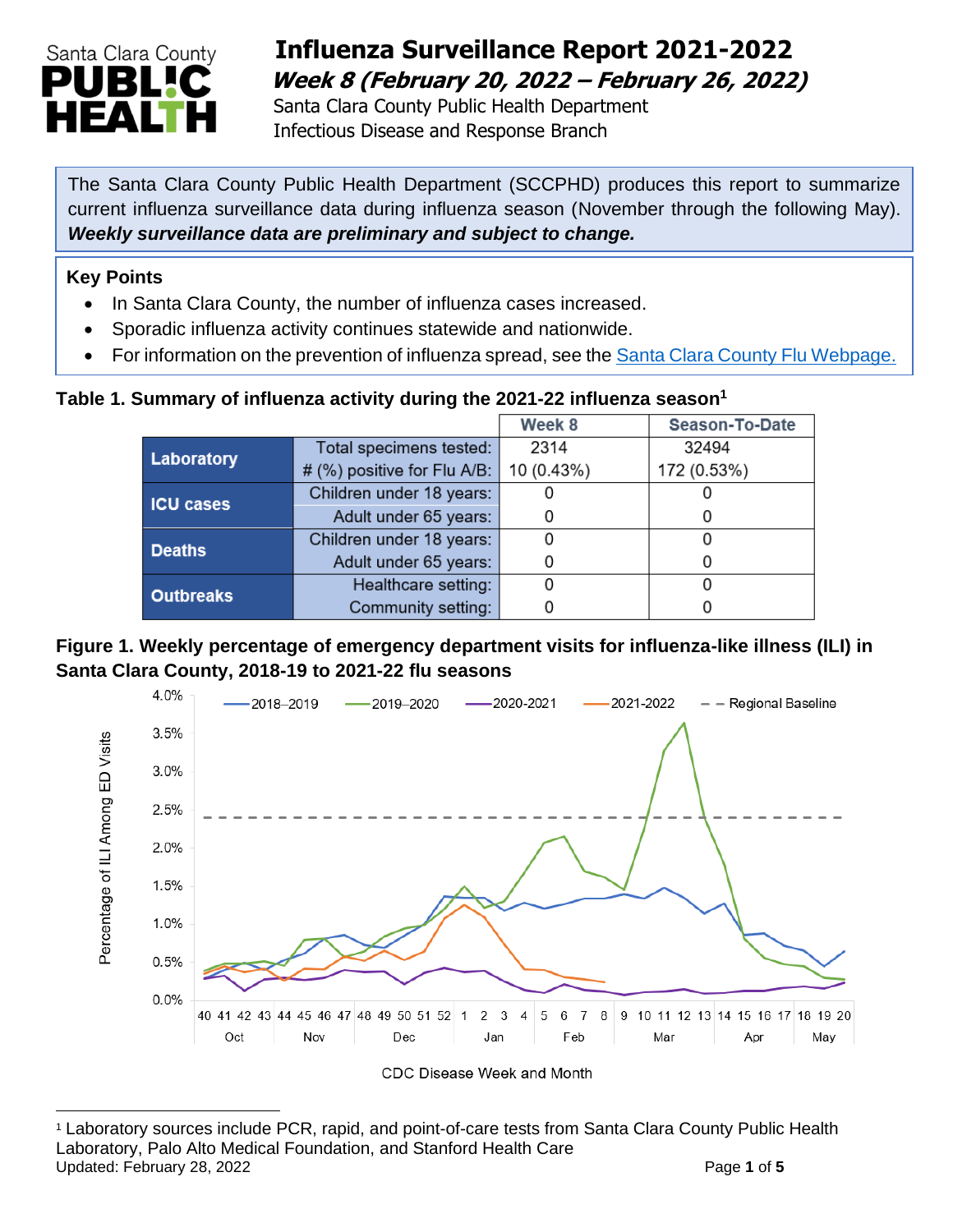# Influenza Surveillance Report 2021-2022

## *Week 8 (February 20, 2022 – February 26, 2022)*

Santa Clara County Public Health Department
Infectious Disease and Response Branch

The Santa Clara County Public Health Department (SCCPHD) produces this report to summarize current influenza surveillance data during influenza season (November through the following May). ***Weekly surveillance data are preliminary and subject to change.***

**Key Points**

- In Santa Clara County, the number of influenza cases increased.
- Sporadic influenza activity continues statewide and nationwide.
- For information on the prevention of influenza spread, see the [Santa Clara County Flu Webpage.]()

**Table 1. Summary of influenza activity during the 2021-22 influenza season[1]**

| | | Week 8 | Season-To-Date |
|---|---|---|---|
| **Laboratory** | Total specimens tested: | 2314 | 32494 |
| | # (%) positive for Flu A/B: | 10 (0.43%) | 172 (0.53%) |
| **ICU cases** | Children under 18 years: | 0 | 0 |
| | Adult under 65 years: | 0 | 0 |
| **Deaths** | Children under 18 years: | 0 | 0 |
| | Adult under 65 years: | 0 | 0 |
| **Outbreaks** | Healthcare setting: | 0 | 0 |
| | Community setting: | 0 | 0 |

**Figure 1. Weekly percentage of emergency department visits for influenza-like illness (ILI) in Santa Clara County, 2018-19 to 2021-22 flu seasons**

[1] Laboratory sources include PCR, rapid, and point-of-care tests from Santa Clara County Public Health Laboratory, Palo Alto Medical Foundation, and Stanford Health Care

Updated: February 28, 2022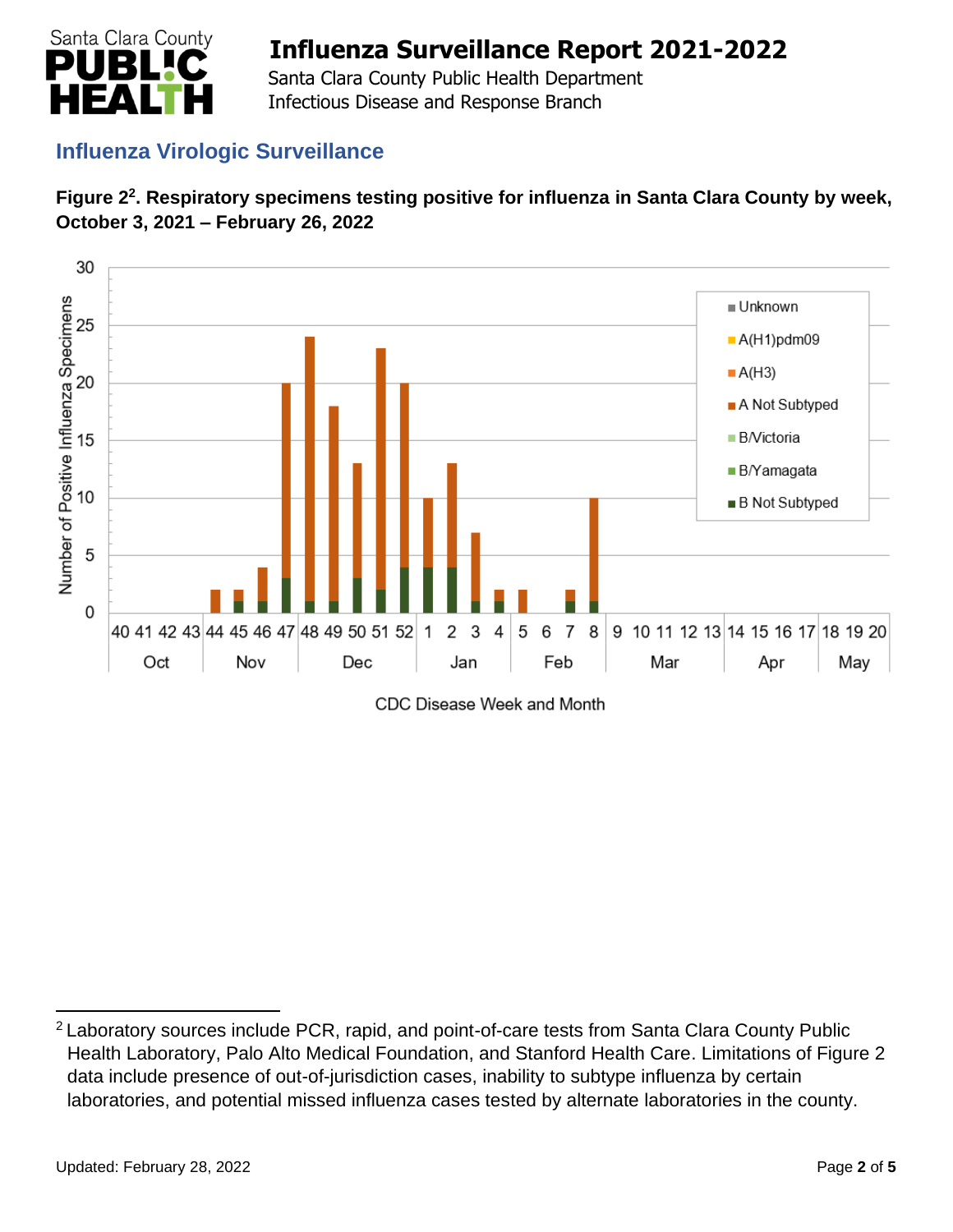# Influenza Surveillance Report 2021-2022

Santa Clara County Public Health Department
Infectious Disease and Response Branch

## Influenza Virologic Surveillance

**Figure 2[2]. Respiratory specimens testing positive for influenza in Santa Clara County by week, October 3, 2021 – February 26, 2022**

[2] Laboratory sources include PCR, rapid, and point-of-care tests from Santa Clara County Public Health Laboratory, Palo Alto Medical Foundation, and Stanford Health Care. Limitations of Figure 2 data include presence of out-of-jurisdiction cases, inability to subtype influenza by certain laboratories, and potential missed influenza cases tested by alternate laboratories in the county.

Updated: February 28, 2022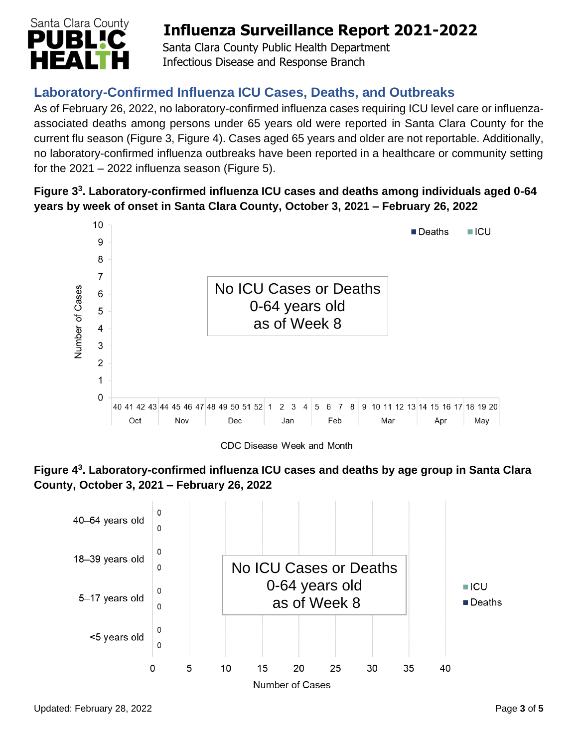## Laboratory-Confirmed Influenza ICU Cases, Deaths, and Outbreaks

As of February 26, 2022, no laboratory-confirmed influenza cases requiring ICU level care or influenza-associated deaths among persons under 65 years old were reported in Santa Clara County for the current flu season (Figure 3, Figure 4). Cases aged 65 years and older are not reportable. Additionally, no laboratory-confirmed influenza outbreaks have been reported in a healthcare or community setting for the 2021 – 2022 influenza season (Figure 5).

**Figure 3[3]. Laboratory-confirmed influenza ICU cases and deaths among individuals aged 0-64 years by week of onset in Santa Clara County, October 3, 2021 – February 26, 2022**

No ICU Cases or Deaths
0-64 years old
as of Week 8

**Figure 4[3]. Laboratory-confirmed influenza ICU cases and deaths by age group in Santa Clara County, October 3, 2021 – February 26, 2022**

No ICU Cases or Deaths
0-64 years old
as of Week 8

Updated: February 28, 2022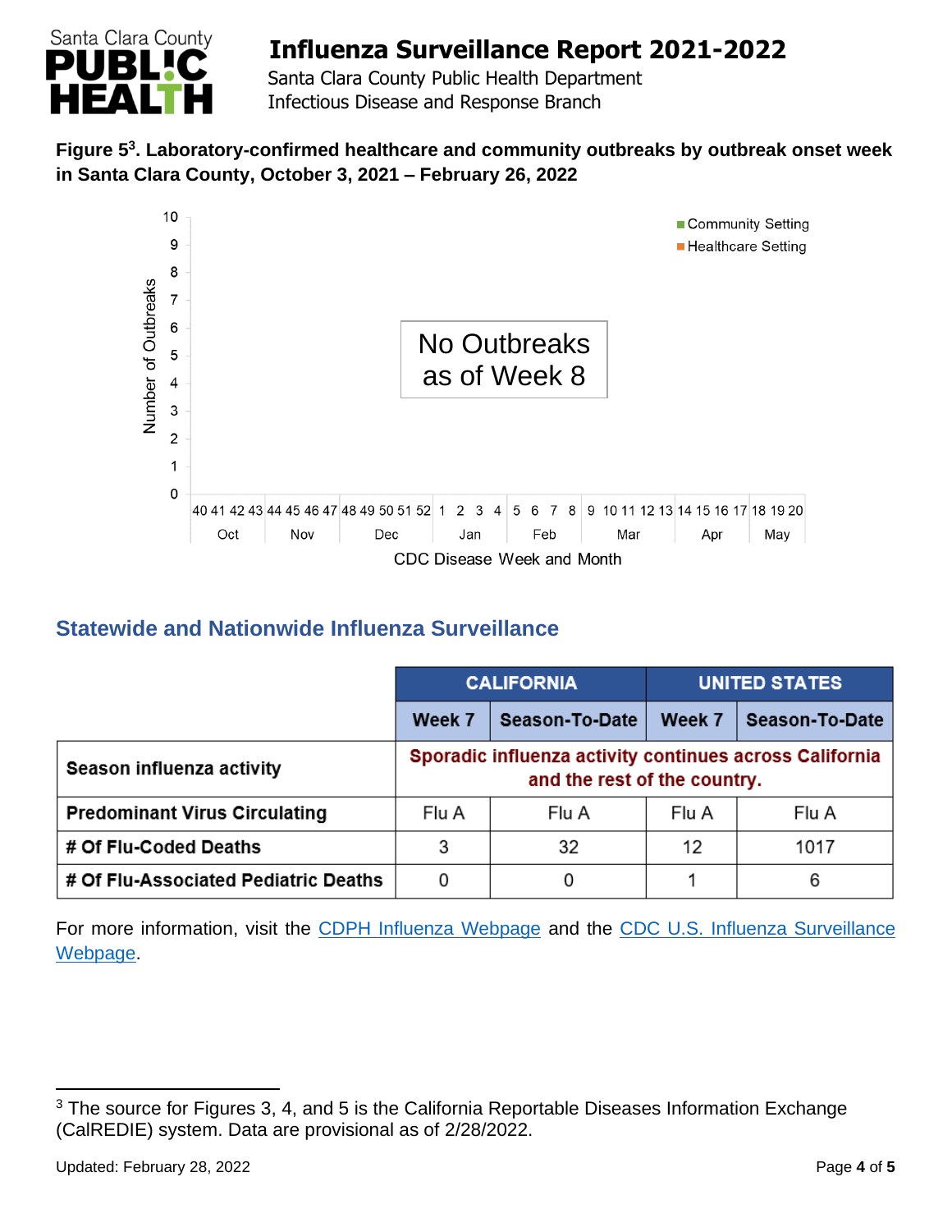**Figure 5[3]. Laboratory-confirmed healthcare and community outbreaks by outbreak onset week in Santa Clara County, October 3, 2021 – February 26, 2022**

No Outbreaks as of Week 8

## Statewide and Nationwide Influenza Surveillance

| | CALIFORNIA | | UNITED STATES | |
|---|---|---|---|---|
| | **Week 7** | **Season-To-Date** | **Week 7** | **Season-To-Date** |
| **Season influenza activity** | Sporadic influenza activity continues across California and the rest of the country. | | | |
| **Predominant Virus Circulating** | Flu A | Flu A | Flu A | Flu A |
| **# Of Flu-Coded Deaths** | 3 | 32 | 12 | 1017 |
| **# Of Flu-Associated Pediatric Deaths** | 0 | 0 | 1 | 6 |

For more information, visit the CDPH Influenza Webpage and the CDC U.S. Influenza Surveillance Webpage.

[3] The source for Figures 3, 4, and 5 is the California Reportable Diseases Information Exchange (CalREDIE) system. Data are provisional as of 2/28/2022.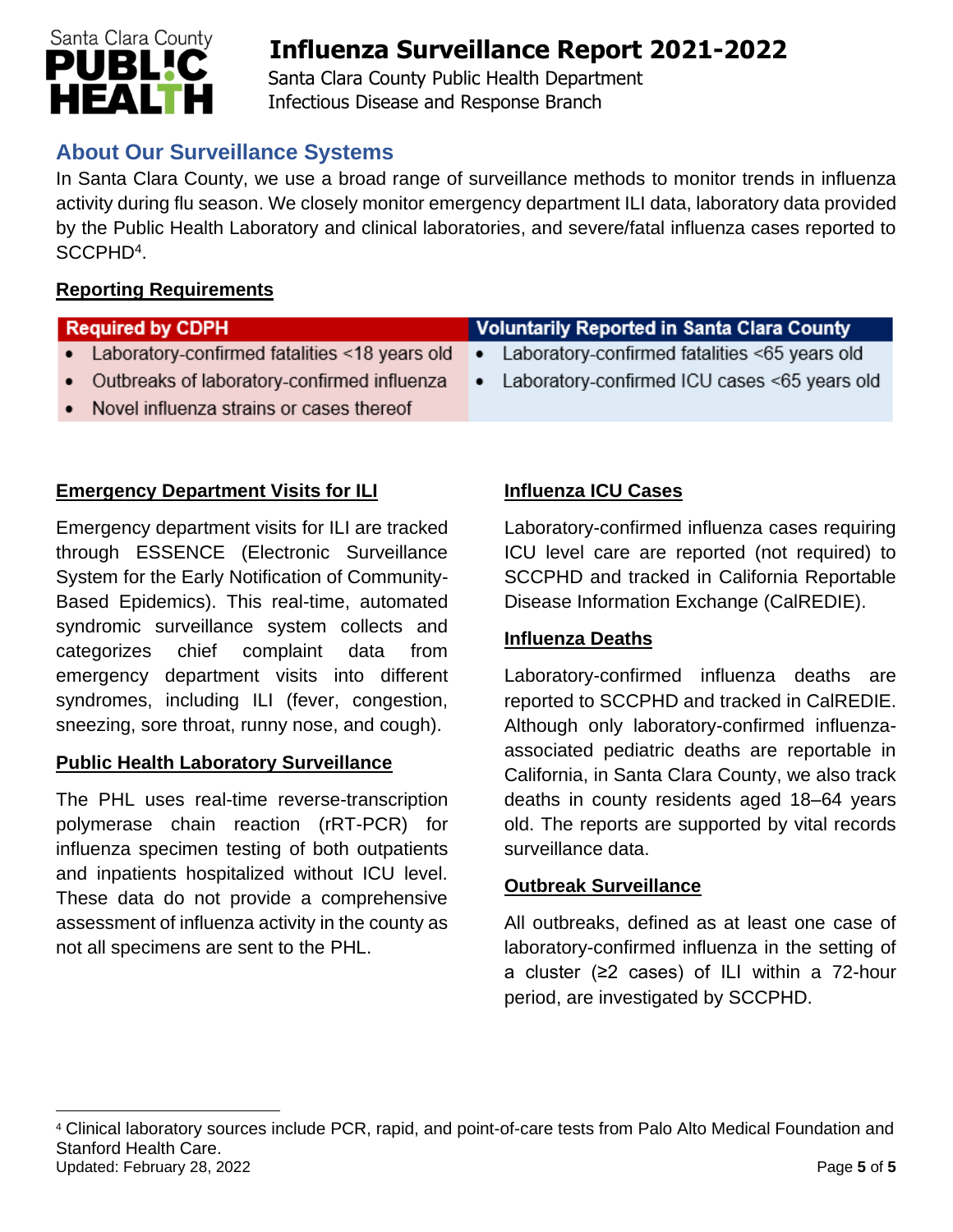## About Our Surveillance Systems

In Santa Clara County, we use a broad range of surveillance methods to monitor trends in influenza activity during flu season. We closely monitor emergency department ILI data, laboratory data provided by the Public Health Laboratory and clinical laboratories, and severe/fatal influenza cases reported to SCCPHD[4].

### Reporting Requirements

| Required by CDPH | Voluntarily Reported in Santa Clara County |
|---|---|
| • Laboratory-confirmed fatalities <18 years old | • Laboratory-confirmed fatalities <65 years old |
| • Outbreaks of laboratory-confirmed influenza | • Laboratory-confirmed ICU cases <65 years old |
| • Novel influenza strains or cases thereof | |

### Emergency Department Visits for ILI

Emergency department visits for ILI are tracked through ESSENCE (Electronic Surveillance System for the Early Notification of Community-Based Epidemics). This real-time, automated syndromic surveillance system collects and categorizes chief complaint data from emergency department visits into different syndromes, including ILI (fever, congestion, sneezing, sore throat, runny nose, and cough).

### Public Health Laboratory Surveillance

The PHL uses real-time reverse-transcription polymerase chain reaction (rRT-PCR) for influenza specimen testing of both outpatients and inpatients hospitalized without ICU level. These data do not provide a comprehensive assessment of influenza activity in the county as not all specimens are sent to the PHL.

### Influenza ICU Cases

Laboratory-confirmed influenza cases requiring ICU level care are reported (not required) to SCCPHD and tracked in California Reportable Disease Information Exchange (CalREDIE).

### Influenza Deaths

Laboratory-confirmed influenza deaths are reported to SCCPHD and tracked in CalREDIE. Although only laboratory-confirmed influenza-associated pediatric deaths are reportable in California, in Santa Clara County, we also track deaths in county residents aged 18–64 years old. The reports are supported by vital records surveillance data.

### Outbreak Surveillance

All outbreaks, defined as at least one case of laboratory-confirmed influenza in the setting of a cluster (≥2 cases) of ILI within a 72-hour period, are investigated by SCCPHD.

[4] Clinical laboratory sources include PCR, rapid, and point-of-care tests from Palo Alto Medical Foundation and Stanford Health Care.

Updated: February 28, 2022